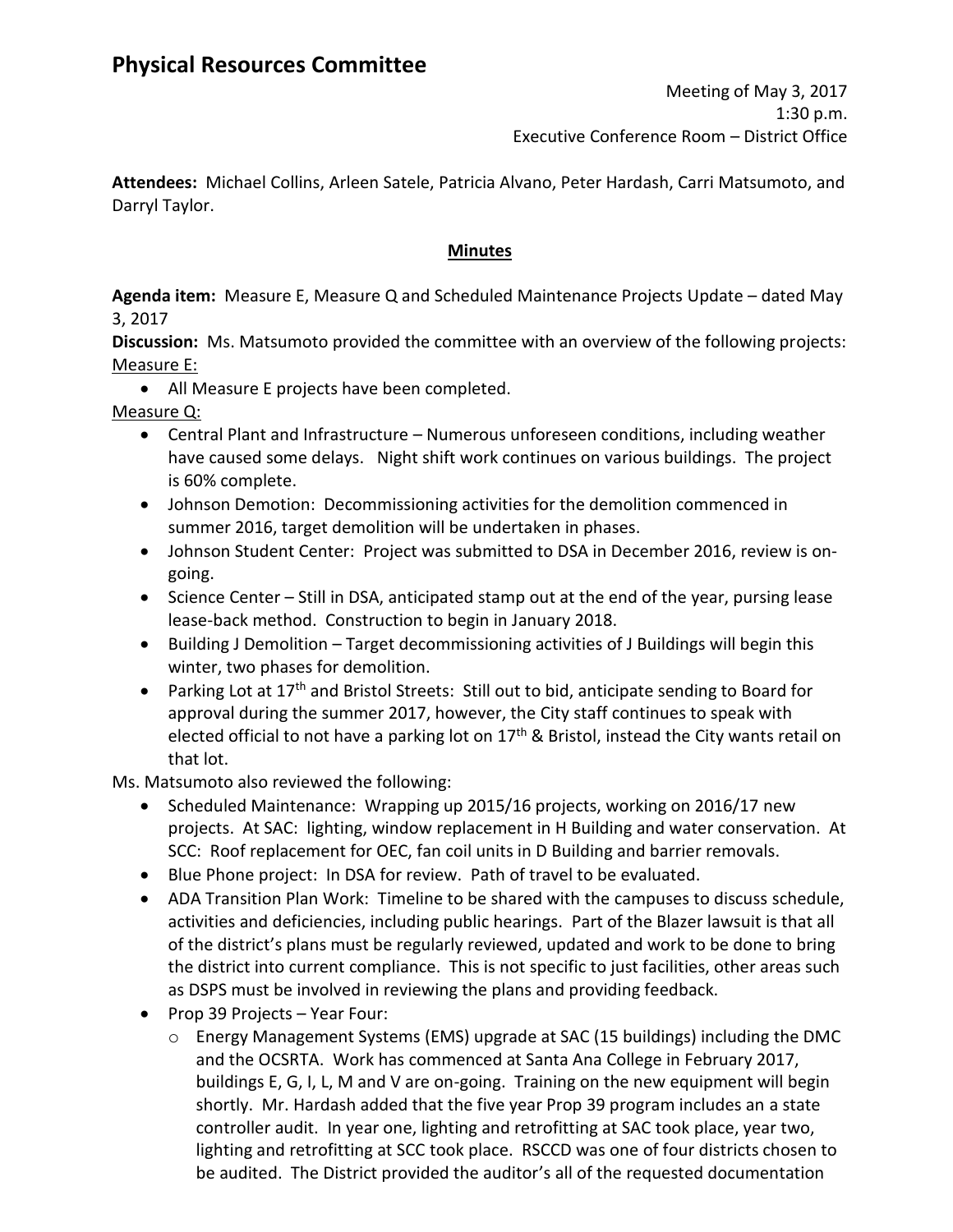# Physical Resources Committee

Meeting of May 3, 2017
1:30 p.m.
Executive Conference Room – District Office

**Attendees:** Michael Collins, Arleen Satele, Patricia Alvano, Peter Hardash, Carri Matsumoto, and Darryl Taylor.

**Minutes**

**Agenda item:** Measure E, Measure Q and Scheduled Maintenance Projects Update – dated May 3, 2017

**Discussion:** Ms. Matsumoto provided the committee with an overview of the following projects:

Measure E:

- All Measure E projects have been completed.

Measure Q:

- Central Plant and Infrastructure – Numerous unforeseen conditions, including weather have caused some delays. Night shift work continues on various buildings. The project is 60% complete.
- Johnson Demotion: Decommissioning activities for the demolition commenced in summer 2016, target demolition will be undertaken in phases.
- Johnson Student Center: Project was submitted to DSA in December 2016, review is on-going.
- Science Center – Still in DSA, anticipated stamp out at the end of the year, pursing lease lease-back method. Construction to begin in January 2018.
- Building J Demolition – Target decommissioning activities of J Buildings will begin this winter, two phases for demolition.
- Parking Lot at 17th and Bristol Streets: Still out to bid, anticipate sending to Board for approval during the summer 2017, however, the City staff continues to speak with elected official to not have a parking lot on 17th & Bristol, instead the City wants retail on that lot.

Ms. Matsumoto also reviewed the following:

- Scheduled Maintenance: Wrapping up 2015/16 projects, working on 2016/17 new projects. At SAC: lighting, window replacement in H Building and water conservation. At SCC: Roof replacement for OEC, fan coil units in D Building and barrier removals.
- Blue Phone project: In DSA for review. Path of travel to be evaluated.
- ADA Transition Plan Work: Timeline to be shared with the campuses to discuss schedule, activities and deficiencies, including public hearings. Part of the Blazer lawsuit is that all of the district's plans must be regularly reviewed, updated and work to be done to bring the district into current compliance. This is not specific to just facilities, other areas such as DSPS must be involved in reviewing the plans and providing feedback.
- Prop 39 Projects – Year Four:
  - Energy Management Systems (EMS) upgrade at SAC (15 buildings) including the DMC and the OCSRTA. Work has commenced at Santa Ana College in February 2017, buildings E, G, I, L, M and V are on-going. Training on the new equipment will begin shortly. Mr. Hardash added that the five year Prop 39 program includes an a state controller audit. In year one, lighting and retrofitting at SAC took place, year two, lighting and retrofitting at SCC took place. RSCCD was one of four districts chosen to be audited. The District provided the auditor's all of the requested documentation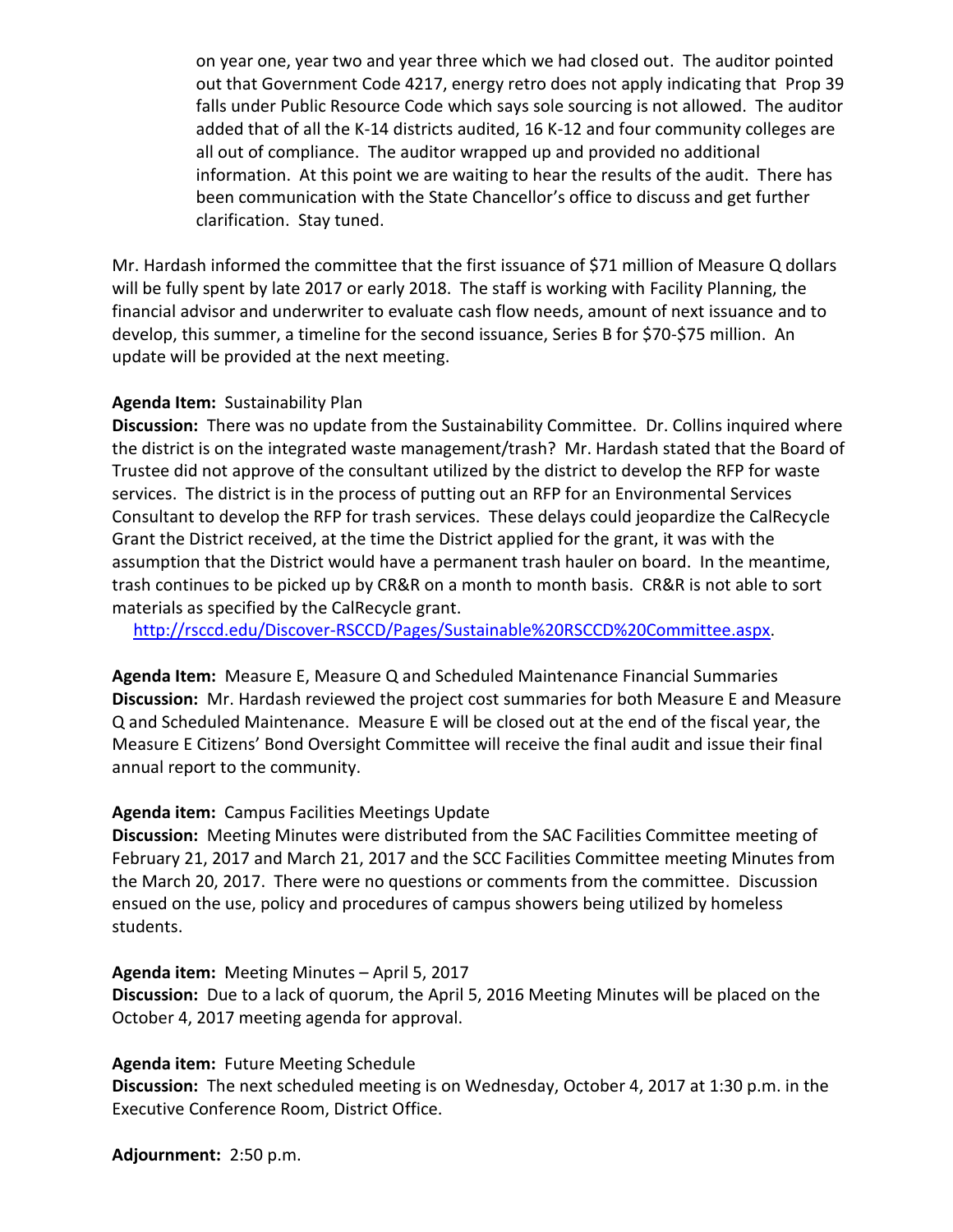on year one, year two and year three which we had closed out. The auditor pointed out that Government Code 4217, energy retro does not apply indicating that Prop 39 falls under Public Resource Code which says sole sourcing is not allowed. The auditor added that of all the K-14 districts audited, 16 K-12 and four community colleges are all out of compliance. The auditor wrapped up and provided no additional information. At this point we are waiting to hear the results of the audit. There has been communication with the State Chancellor's office to discuss and get further clarification. Stay tuned.

Mr. Hardash informed the committee that the first issuance of $71 million of Measure Q dollars will be fully spent by late 2017 or early 2018. The staff is working with Facility Planning, the financial advisor and underwriter to evaluate cash flow needs, amount of next issuance and to develop, this summer, a timeline for the second issuance, Series B for $70-$75 million. An update will be provided at the next meeting.

**Agenda Item:** Sustainability Plan
**Discussion:** There was no update from the Sustainability Committee. Dr. Collins inquired where the district is on the integrated waste management/trash? Mr. Hardash stated that the Board of Trustee did not approve of the consultant utilized by the district to develop the RFP for waste services. The district is in the process of putting out an RFP for an Environmental Services Consultant to develop the RFP for trash services. These delays could jeopardize the CalRecycle Grant the District received, at the time the District applied for the grant, it was with the assumption that the District would have a permanent trash hauler on board. In the meantime, trash continues to be picked up by CR&R on a month to month basis. CR&R is not able to sort materials as specified by the CalRecycle grant.
http://rsccd.edu/Discover-RSCCD/Pages/Sustainable%20RSCCD%20Committee.aspx.

**Agenda Item:** Measure E, Measure Q and Scheduled Maintenance Financial Summaries
**Discussion:** Mr. Hardash reviewed the project cost summaries for both Measure E and Measure Q and Scheduled Maintenance. Measure E will be closed out at the end of the fiscal year, the Measure E Citizens' Bond Oversight Committee will receive the final audit and issue their final annual report to the community.

**Agenda item:** Campus Facilities Meetings Update
**Discussion:** Meeting Minutes were distributed from the SAC Facilities Committee meeting of February 21, 2017 and March 21, 2017 and the SCC Facilities Committee meeting Minutes from the March 20, 2017. There were no questions or comments from the committee. Discussion ensued on the use, policy and procedures of campus showers being utilized by homeless students.

**Agenda item:** Meeting Minutes – April 5, 2017
**Discussion:** Due to a lack of quorum, the April 5, 2016 Meeting Minutes will be placed on the October 4, 2017 meeting agenda for approval.

**Agenda item:** Future Meeting Schedule
**Discussion:** The next scheduled meeting is on Wednesday, October 4, 2017 at 1:30 p.m. in the Executive Conference Room, District Office.

**Adjournment:** 2:50 p.m.